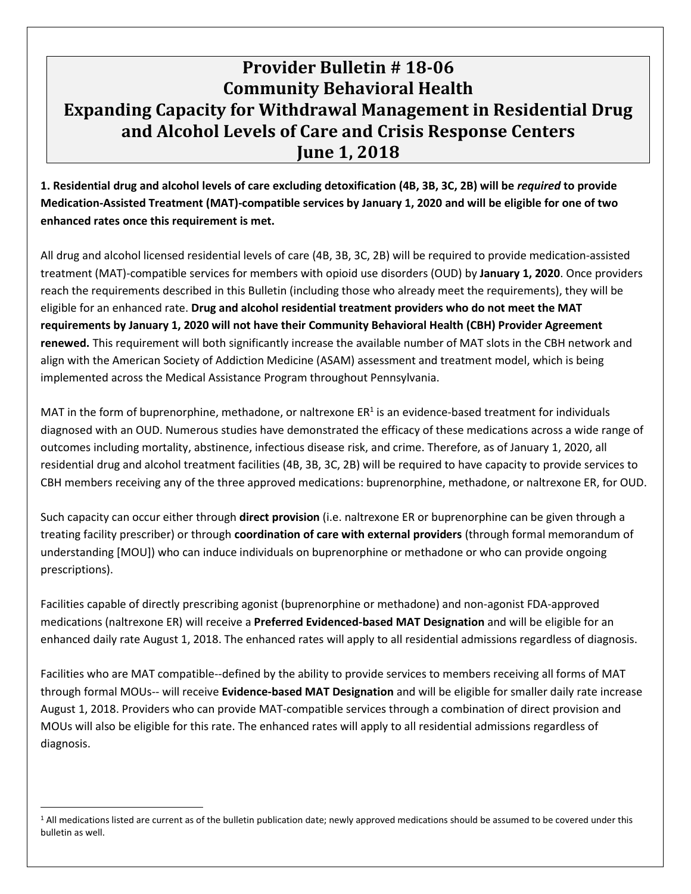# Provider Bulletin # 18-06
# Community Behavioral Health
# Expanding Capacity for Withdrawal Management in Residential Drug and Alcohol Levels of Care and Crisis Response Centers
# June 1, 2018

**1. Residential drug and alcohol levels of care excluding detoxification (4B, 3B, 3C, 2B) will be *required* to provide Medication-Assisted Treatment (MAT)-compatible services by January 1, 2020 and will be eligible for one of two enhanced rates once this requirement is met.**

All drug and alcohol licensed residential levels of care (4B, 3B, 3C, 2B) will be required to provide medication-assisted treatment (MAT)-compatible services for members with opioid use disorders (OUD) by **January 1, 2020**. Once providers reach the requirements described in this Bulletin (including those who already meet the requirements), they will be eligible for an enhanced rate. **Drug and alcohol residential treatment providers who do not meet the MAT requirements by January 1, 2020 will not have their Community Behavioral Health (CBH) Provider Agreement renewed.** This requirement will both significantly increase the available number of MAT slots in the CBH network and align with the American Society of Addiction Medicine (ASAM) assessment and treatment model, which is being implemented across the Medical Assistance Program throughout Pennsylvania.

MAT in the form of buprenorphine, methadone, or naltrexone ER[1] is an evidence-based treatment for individuals diagnosed with an OUD. Numerous studies have demonstrated the efficacy of these medications across a wide range of outcomes including mortality, abstinence, infectious disease risk, and crime. Therefore, as of January 1, 2020, all residential drug and alcohol treatment facilities (4B, 3B, 3C, 2B) will be required to have capacity to provide services to CBH members receiving any of the three approved medications: buprenorphine, methadone, or naltrexone ER, for OUD.

Such capacity can occur either through **direct provision** (i.e. naltrexone ER or buprenorphine can be given through a treating facility prescriber) or through **coordination of care with external providers** (through formal memorandum of understanding [MOU]) who can induce individuals on buprenorphine or methadone or who can provide ongoing prescriptions).

Facilities capable of directly prescribing agonist (buprenorphine or methadone) and non-agonist FDA-approved medications (naltrexone ER) will receive a **Preferred Evidenced-based MAT Designation** and will be eligible for an enhanced daily rate August 1, 2018. The enhanced rates will apply to all residential admissions regardless of diagnosis.

Facilities who are MAT compatible--defined by the ability to provide services to members receiving all forms of MAT through formal MOUs-- will receive **Evidence-based MAT Designation** and will be eligible for smaller daily rate increase August 1, 2018. Providers who can provide MAT-compatible services through a combination of direct provision and MOUs will also be eligible for this rate. The enhanced rates will apply to all residential admissions regardless of diagnosis.

---

[1] All medications listed are current as of the bulletin publication date; newly approved medications should be assumed to be covered under this bulletin as well.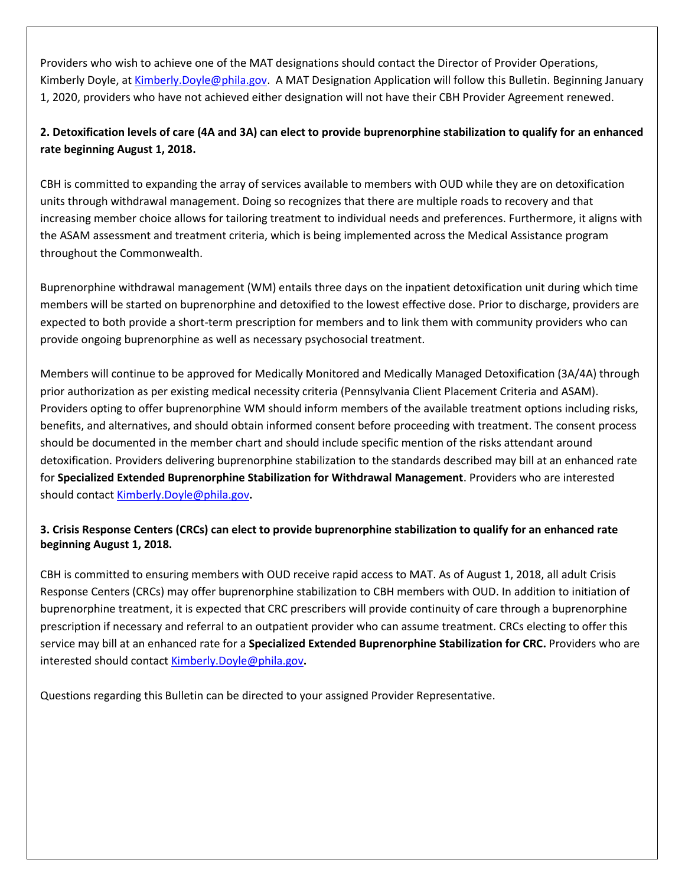Providers who wish to achieve one of the MAT designations should contact the Director of Provider Operations, Kimberly Doyle, at Kimberly.Doyle@phila.gov. A MAT Designation Application will follow this Bulletin. Beginning January 1, 2020, providers who have not achieved either designation will not have their CBH Provider Agreement renewed.

**2. Detoxification levels of care (4A and 3A) can elect to provide buprenorphine stabilization to qualify for an enhanced rate beginning August 1, 2018.**

CBH is committed to expanding the array of services available to members with OUD while they are on detoxification units through withdrawal management. Doing so recognizes that there are multiple roads to recovery and that increasing member choice allows for tailoring treatment to individual needs and preferences. Furthermore, it aligns with the ASAM assessment and treatment criteria, which is being implemented across the Medical Assistance program throughout the Commonwealth.

Buprenorphine withdrawal management (WM) entails three days on the inpatient detoxification unit during which time members will be started on buprenorphine and detoxified to the lowest effective dose. Prior to discharge, providers are expected to both provide a short-term prescription for members and to link them with community providers who can provide ongoing buprenorphine as well as necessary psychosocial treatment.

Members will continue to be approved for Medically Monitored and Medically Managed Detoxification (3A/4A) through prior authorization as per existing medical necessity criteria (Pennsylvania Client Placement Criteria and ASAM). Providers opting to offer buprenorphine WM should inform members of the available treatment options including risks, benefits, and alternatives, and should obtain informed consent before proceeding with treatment. The consent process should be documented in the member chart and should include specific mention of the risks attendant around detoxification. Providers delivering buprenorphine stabilization to the standards described may bill at an enhanced rate for **Specialized Extended Buprenorphine Stabilization for Withdrawal Management**. Providers who are interested should contact Kimberly.Doyle@phila.gov**.**

**3. Crisis Response Centers (CRCs) can elect to provide buprenorphine stabilization to qualify for an enhanced rate beginning August 1, 2018.**

CBH is committed to ensuring members with OUD receive rapid access to MAT. As of August 1, 2018, all adult Crisis Response Centers (CRCs) may offer buprenorphine stabilization to CBH members with OUD. In addition to initiation of buprenorphine treatment, it is expected that CRC prescribers will provide continuity of care through a buprenorphine prescription if necessary and referral to an outpatient provider who can assume treatment. CRCs electing to offer this service may bill at an enhanced rate for a **Specialized Extended Buprenorphine Stabilization for CRC.** Providers who are interested should contact Kimberly.Doyle@phila.gov**.**

Questions regarding this Bulletin can be directed to your assigned Provider Representative.